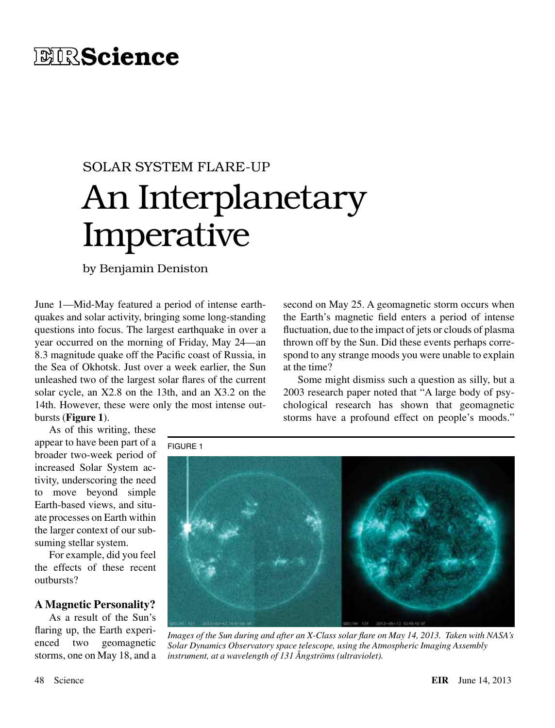# EIR Science

SOLAR SYSTEM FLARE-UP

# An Interplanetary Imperative

by Benjamin Deniston

June 1—Mid-May featured a period of intense earthquakes and solar activity, bringing some long-standing questions into focus. The largest earthquake in over a year occurred on the morning of Friday, May 24—an 8.3 magnitude quake off the Pacific coast of Russia, in the Sea of Okhotsk. Just over a week earlier, the Sun unleashed two of the largest solar flares of the current solar cycle, an X2.8 on the 13th, and an X3.2 on the 14th. However, these were only the most intense outbursts (**Figure 1**).

As of this writing, these appear to have been part of a broader two-week period of increased Solar System activity, underscoring the need to move beyond simple Earth-based views, and situate processes on Earth within the larger context of our subsuming stellar system.

For example, did you feel the effects of these recent outbursts?

## A Magnetic Personality?

As a result of the Sun's flaring up, the Earth experienced two geomagnetic storms, one on May 18, and a second on May 25. A geomagnetic storm occurs when the Earth's magnetic field enters a period of intense fluctuation, due to the impact of jets or clouds of plasma thrown off by the Sun. Did these events perhaps correspond to any strange moods you were unable to explain at the time?

Some might dismiss such a question as silly, but a 2003 research paper noted that "A large body of psychological research has shown that geomagnetic storms have a profound effect on people's moods."

FIGURE 1

*Images of the Sun during and after an X-Class solar flare on May 14, 2013. Taken with NASA's Solar Dynamics Observatory space telescope, using the Atmospheric Imaging Assembly instrument, at a wavelength of 131 Ångströms (ultraviolet).*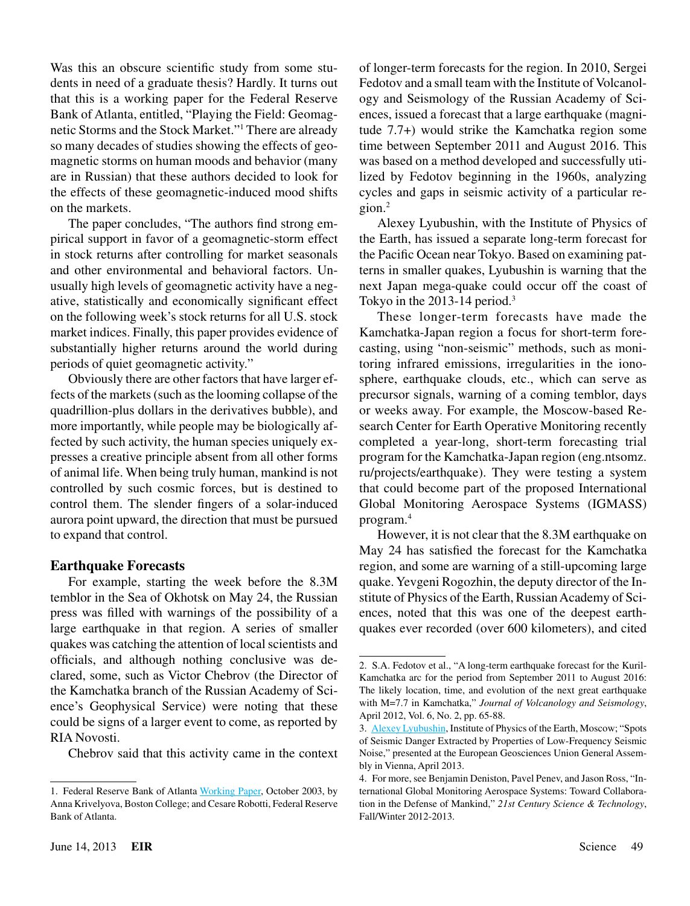Was this an obscure scientific study from some students in need of a graduate thesis? Hardly. It turns out that this is a working paper for the Federal Reserve Bank of Atlanta, entitled, "Playing the Field: Geomagnetic Storms and the Stock Market."[1] There are already so many decades of studies showing the effects of geomagnetic storms on human moods and behavior (many are in Russian) that these authors decided to look for the effects of these geomagnetic-induced mood shifts on the markets.

The paper concludes, "The authors find strong empirical support in favor of a geomagnetic-storm effect in stock returns after controlling for market seasonals and other environmental and behavioral factors. Unusually high levels of geomagnetic activity have a negative, statistically and economically significant effect on the following week's stock returns for all U.S. stock market indices. Finally, this paper provides evidence of substantially higher returns around the world during periods of quiet geomagnetic activity."

Obviously there are other factors that have larger effects of the markets (such as the looming collapse of the quadrillion-plus dollars in the derivatives bubble), and more importantly, while people may be biologically affected by such activity, the human species uniquely expresses a creative principle absent from all other forms of animal life. When being truly human, mankind is not controlled by such cosmic forces, but is destined to control them. The slender fingers of a solar-induced aurora point upward, the direction that must be pursued to expand that control.

## Earthquake Forecasts

For example, starting the week before the 8.3M temblor in the Sea of Okhotsk on May 24, the Russian press was filled with warnings of the possibility of a large earthquake in that region. A series of smaller quakes was catching the attention of local scientists and officials, and although nothing conclusive was declared, some, such as Victor Chebrov (the Director of the Kamchatka branch of the Russian Academy of Science's Geophysical Service) were noting that these could be signs of a larger event to come, as reported by RIA Novosti.

Chebrov said that this activity came in the context of longer-term forecasts for the region. In 2010, Sergei Fedotov and a small team with the Institute of Volcanology and Seismology of the Russian Academy of Sciences, issued a forecast that a large earthquake (magnitude 7.7+) would strike the Kamchatka region some time between September 2011 and August 2016. This was based on a method developed and successfully utilized by Fedotov beginning in the 1960s, analyzing cycles and gaps in seismic activity of a particular region.[2]

Alexey Lyubushin, with the Institute of Physics of the Earth, has issued a separate long-term forecast for the Pacific Ocean near Tokyo. Based on examining patterns in smaller quakes, Lyubushin is warning that the next Japan mega-quake could occur off the coast of Tokyo in the 2013-14 period.[3]

These longer-term forecasts have made the Kamchatka-Japan region a focus for short-term forecasting, using "non-seismic" methods, such as monitoring infrared emissions, irregularities in the ionosphere, earthquake clouds, etc., which can serve as precursor signals, warning of a coming temblor, days or weeks away. For example, the Moscow-based Research Center for Earth Operative Monitoring recently completed a year-long, short-term forecasting trial program for the Kamchatka-Japan region (eng.ntsomz.ru/projects/earthquake). They were testing a system that could become part of the proposed International Global Monitoring Aerospace Systems (IGMASS) program.[4]

However, it is not clear that the 8.3M earthquake on May 24 has satisfied the forecast for the Kamchatka region, and some are warning of a still-upcoming large quake. Yevgeni Rogozhin, the deputy director of the Institute of Physics of the Earth, Russian Academy of Sciences, noted that this was one of the deepest earthquakes ever recorded (over 600 kilometers), and cited

---

1. Federal Reserve Bank of Atlanta Working Paper, October 2003, by Anna Krivelyova, Boston College; and Cesare Robotti, Federal Reserve Bank of Atlanta.

2. S.A. Fedotov et al., "A long-term earthquake forecast for the Kuril-Kamchatka arc for the period from September 2011 to August 2016: The likely location, time, and evolution of the next great earthquake with M=7.7 in Kamchatka," *Journal of Volcanology and Seismology*, April 2012, Vol. 6, No. 2, pp. 65-88.

3. Alexey Lyubushin, Institute of Physics of the Earth, Moscow; "Spots of Seismic Danger Extracted by Properties of Low-Frequency Seismic Noise," presented at the European Geosciences Union General Assembly in Vienna, April 2013.

4. For more, see Benjamin Deniston, Pavel Penev, and Jason Ross, "International Global Monitoring Aerospace Systems: Toward Collaboration in the Defense of Mankind," *21st Century Science & Technology*, Fall/Winter 2012-2013.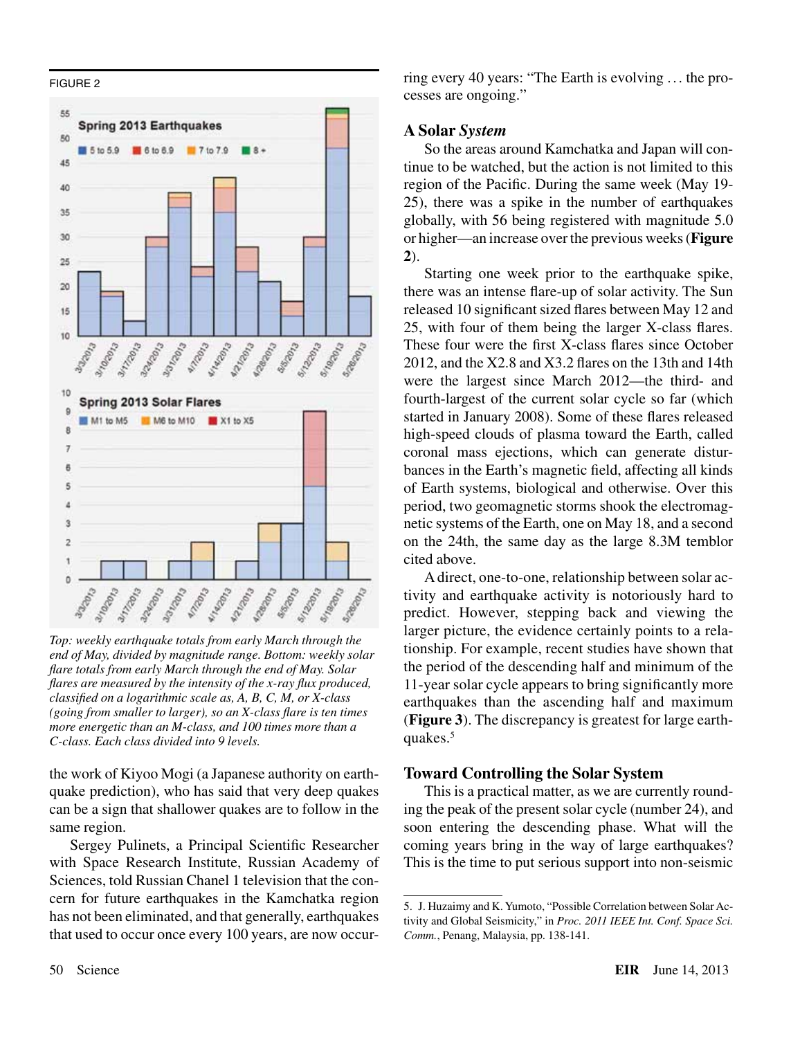FIGURE 2

*Top: weekly earthquake totals from early March through the end of May, divided by magnitude range. Bottom: weekly solar flare totals from early March through the end of May. Solar flares are measured by the intensity of the x-ray flux produced, classified on a logarithmic scale as, A, B, C, M, or X-class (going from smaller to larger), so an X-class flare is ten times more energetic than an M-class, and 100 times more than a C-class. Each class divided into 9 levels.*

the work of Kiyoo Mogi (a Japanese authority on earthquake prediction), who has said that very deep quakes can be a sign that shallower quakes are to follow in the same region.

Sergey Pulinets, a Principal Scientific Researcher with Space Research Institute, Russian Academy of Sciences, told Russian Chanel 1 television that the concern for future earthquakes in the Kamchatka region has not been eliminated, and that generally, earthquakes that used to occur once every 100 years, are now occurring every 40 years: "The Earth is evolving ... the processes are ongoing."

## A Solar *System*

So the areas around Kamchatka and Japan will continue to be watched, but the action is not limited to this region of the Pacific. During the same week (May 19-25), there was a spike in the number of earthquakes globally, with 56 being registered with magnitude 5.0 or higher—an increase over the previous weeks (**Figure 2**).

Starting one week prior to the earthquake spike, there was an intense flare-up of solar activity. The Sun released 10 significant sized flares between May 12 and 25, with four of them being the larger X-class flares. These four were the first X-class flares since October 2012, and the X2.8 and X3.2 flares on the 13th and 14th were the largest since March 2012—the third- and fourth-largest of the current solar cycle so far (which started in January 2008). Some of these flares released high-speed clouds of plasma toward the Earth, called coronal mass ejections, which can generate disturbances in the Earth's magnetic field, affecting all kinds of Earth systems, biological and otherwise. Over this period, two geomagnetic storms shook the electromagnetic systems of the Earth, one on May 18, and a second on the 24th, the same day as the large 8.3M temblor cited above.

A direct, one-to-one, relationship between solar activity and earthquake activity is notoriously hard to predict. However, stepping back and viewing the larger picture, the evidence certainly points to a relationship. For example, recent studies have shown that the period of the descending half and minimum of the 11-year solar cycle appears to bring significantly more earthquakes than the ascending half and maximum (**Figure 3**). The discrepancy is greatest for large earthquakes.[5]

## Toward Controlling the Solar System

This is a practical matter, as we are currently rounding the peak of the present solar cycle (number 24), and soon entering the descending phase. What will the coming years bring in the way of large earthquakes? This is the time to put serious support into non-seismic

5. J. Huzaimy and K. Yumoto, "Possible Correlation between Solar Activity and Global Seismicity," in *Proc. 2011 IEEE Int. Conf. Space Sci. Comm.*, Penang, Malaysia, pp. 138-141.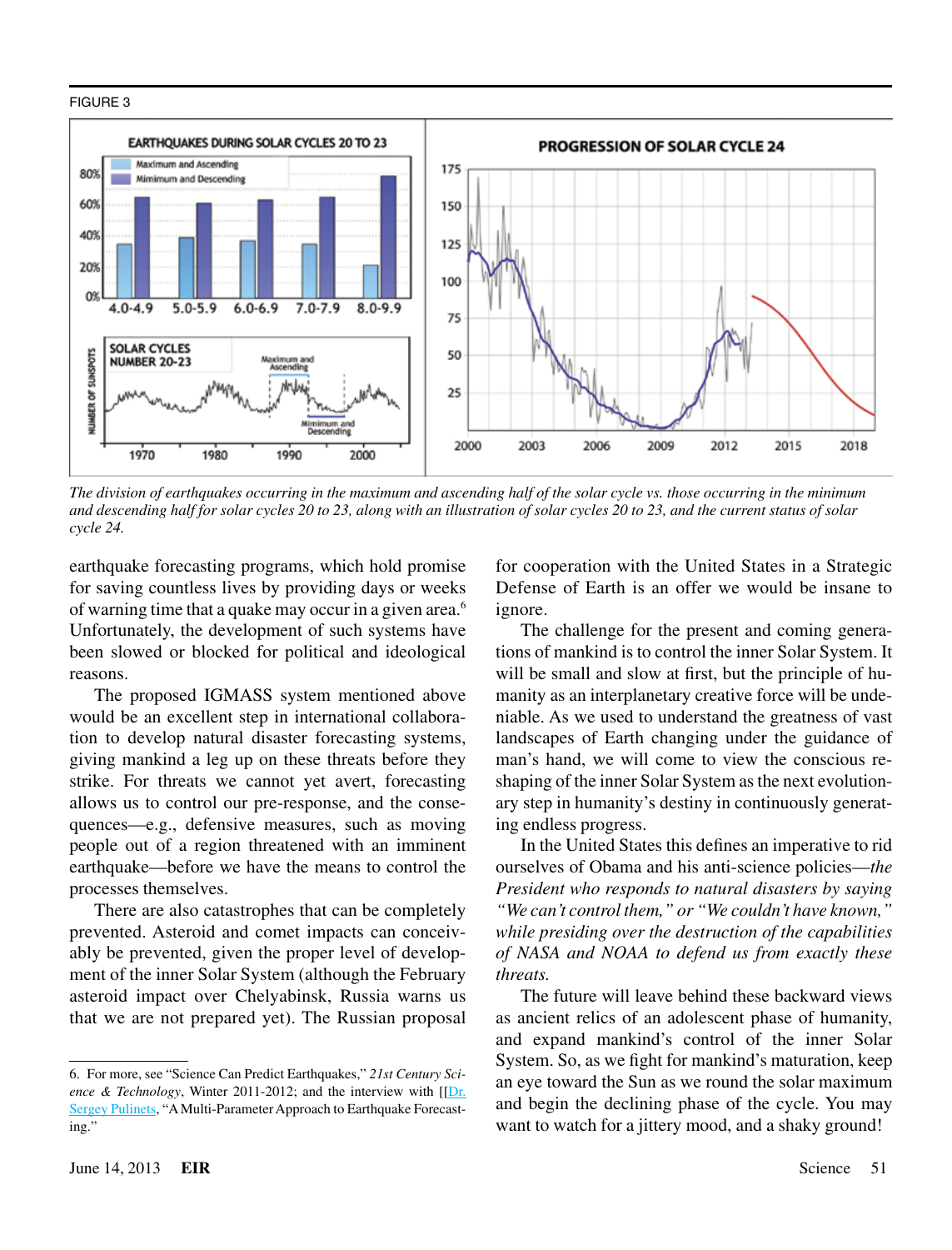FIGURE 3

EARTHQUAKES DURING SOLAR CYCLES 20 TO 23

Maximum and Ascending
Mimimum and Descending

80%
60%
40%
20%
0%

4.0-4.9 5.0-5.9 6.0-6.9 7.0-7.9 8.0-9.9

SOLAR CYCLES NUMBER 20-23

NUMBER OF SUNSPOTS

Maximum and Ascending

Minimum and Descending

1970 1980 1990 2000

PROGRESSION OF SOLAR CYCLE 24

175
150
125
100
75
50
25

2000 2003 2006 2009 2012 2015 2018

*The division of earthquakes occurring in the maximum and ascending half of the solar cycle vs. those occurring in the minimum and descending half for solar cycles 20 to 23, along with an illustration of solar cycles 20 to 23, and the current status of solar cycle 24.*

earthquake forecasting programs, which hold promise for saving countless lives by providing days or weeks of warning time that a quake may occur in a given area.[6] Unfortunately, the development of such systems have been slowed or blocked for political and ideological reasons.

The proposed IGMASS system mentioned above would be an excellent step in international collaboration to develop natural disaster forecasting systems, giving mankind a leg up on these threats before they strike. For threats we cannot yet avert, forecasting allows us to control our pre-response, and the consequences—e.g., defensive measures, such as moving people out of a region threatened with an imminent earthquake—before we have the means to control the processes themselves.

There are also catastrophes that can be completely prevented. Asteroid and comet impacts can conceivably be prevented, given the proper level of development of the inner Solar System (although the February asteroid impact over Chelyabinsk, Russia warns us that we are not prepared yet). The Russian proposal for cooperation with the United States in a Strategic Defense of Earth is an offer we would be insane to ignore.

The challenge for the present and coming generations of mankind is to control the inner Solar System. It will be small and slow at first, but the principle of humanity as an interplanetary creative force will be undeniable. As we used to understand the greatness of vast landscapes of Earth changing under the guidance of man's hand, we will come to view the conscious reshaping of the inner Solar System as the next evolutionary step in humanity's destiny in continuously generating endless progress.

In the United States this defines an imperative to rid ourselves of Obama and his anti-science policies—*the President who responds to natural disasters by saying "We can't control them," or "We couldn't have known," while presiding over the destruction of the capabilities of NASA and NOAA to defend us from exactly these threats.*

The future will leave behind these backward views as ancient relics of an adolescent phase of humanity, and expand mankind's control of the inner Solar System. So, as we fight for mankind's maturation, keep an eye toward the Sun as we round the solar maximum and begin the declining phase of the cycle. You may want to watch for a jittery mood, and a shaky ground!

---

6. For more, see "Science Can Predict Earthquakes," *21st Century Science & Technology*, Winter 2011-2012; and the interview with [[Dr. Sergey Pulinets](), "A Multi-Parameter Approach to Earthquake Forecasting."